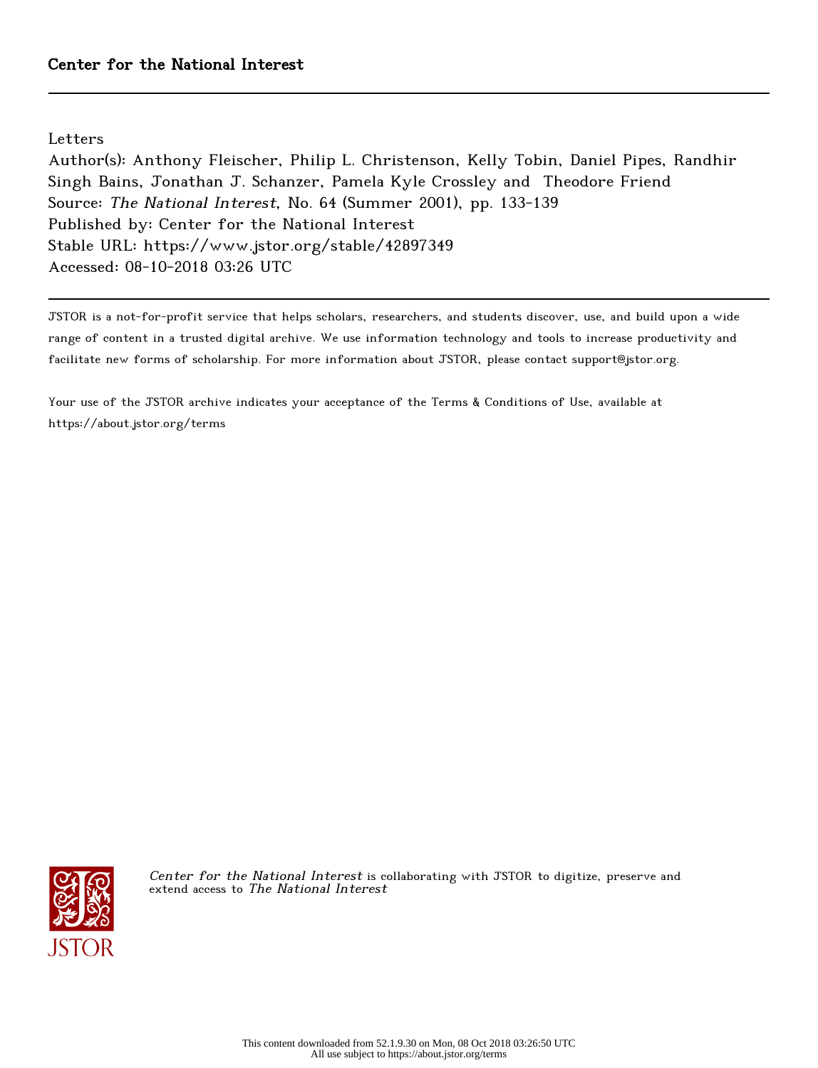Center for the National Interest

---

Letters

Author(s): Anthony Fleischer, Philip L. Christenson, Kelly Tobin, Daniel Pipes, Randhir Singh Bains, Jonathan J. Schanzer, Pamela Kyle Crossley and Theodore Friend

Source: *The National Interest*, No. 64 (Summer 2001), pp. 133-139

Published by: Center for the National Interest

Stable URL: https://www.jstor.org/stable/42897349

Accessed: 08-10-2018 03:26 UTC

---

JSTOR is a not-for-profit service that helps scholars, researchers, and students discover, use, and build upon a wide range of content in a trusted digital archive. We use information technology and tools to increase productivity and facilitate new forms of scholarship. For more information about JSTOR, please contact support@jstor.org.

Your use of the JSTOR archive indicates your acceptance of the Terms & Conditions of Use, available at https://about.jstor.org/terms

*Center for the National Interest* is collaborating with JSTOR to digitize, preserve and extend access to *The National Interest*

This content downloaded from 52.1.9.30 on Mon, 08 Oct 2018 03:26:50 UTC
All use subject to https://about.jstor.org/terms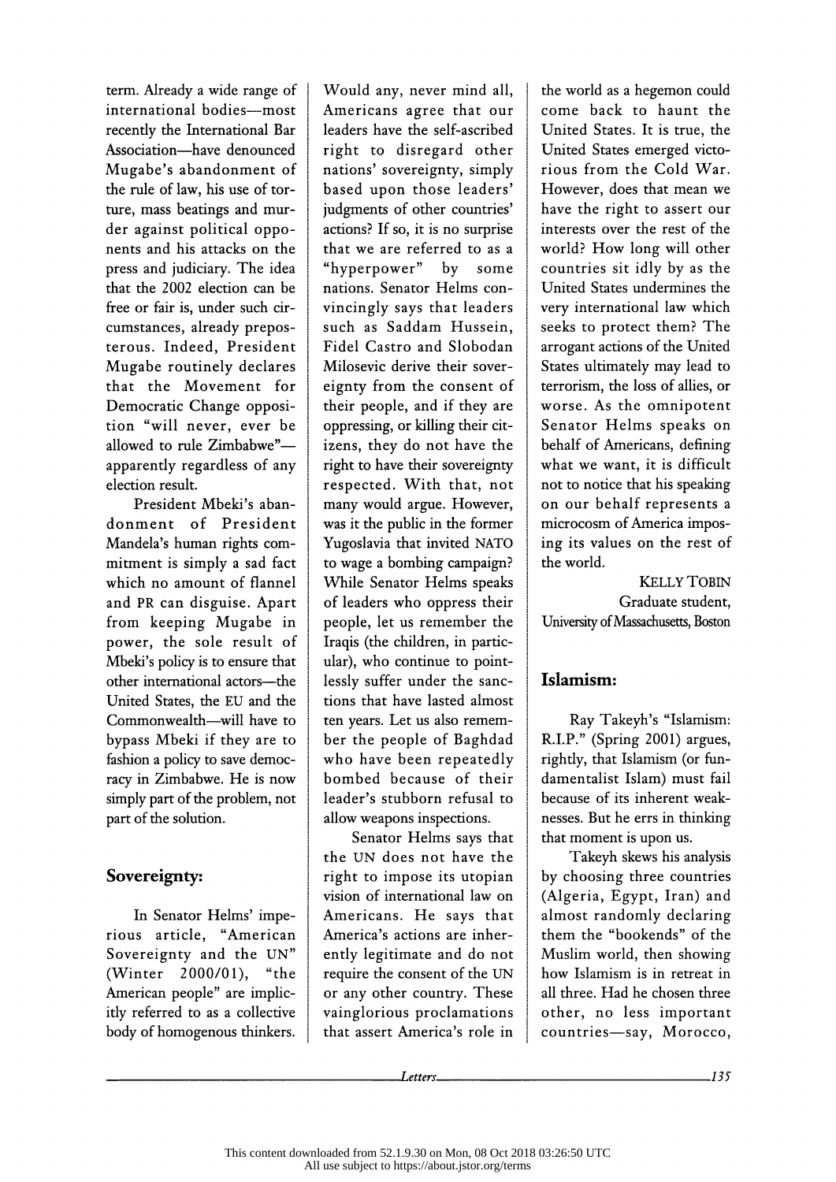term. Already a wide range of international bodies—most recently the International Bar Association—have denounced Mugabe's abandonment of the rule of law, his use of torture, mass beatings and murder against political opponents and his attacks on the press and judiciary. The idea that the 2002 election can be free or fair is, under such circumstances, already preposterous. Indeed, President Mugabe routinely declares that the Movement for Democratic Change opposition "will never, ever be allowed to rule Zimbabwe"—apparently regardless of any election result.

President Mbeki's abandonment of President Mandela's human rights commitment is simply a sad fact which no amount of flannel and PR can disguise. Apart from keeping Mugabe in power, the sole result of Mbeki's policy is to ensure that other international actors—the United States, the EU and the Commonwealth—will have to bypass Mbeki if they are to fashion a policy to save democracy in Zimbabwe. He is now simply part of the problem, not part of the solution.

## Sovereignty:

In Senator Helms' imperious article, "American Sovereignty and the UN" (Winter 2000/01), "the American people" are implicitly referred to as a collective body of homogenous thinkers. Would any, never mind all, Americans agree that our leaders have the self-ascribed right to disregard other nations' sovereignty, simply based upon those leaders' judgments of other countries' actions? If so, it is no surprise that we are referred to as a "hyperpower" by some nations. Senator Helms convincingly says that leaders such as Saddam Hussein, Fidel Castro and Slobodan Milosevic derive their sovereignty from the consent of their people, and if they are oppressing, or killing their citizens, they do not have the right to have their sovereignty respected. With that, not many would argue. However, was it the public in the former Yugoslavia that invited NATO to wage a bombing campaign? While Senator Helms speaks of leaders who oppress their people, let us remember the Iraqis (the children, in particular), who continue to pointlessly suffer under the sanctions that have lasted almost ten years. Let us also remember the people of Baghdad who have been repeatedly bombed because of their leader's stubborn refusal to allow weapons inspections.

Senator Helms says that the UN does not have the right to impose its utopian vision of international law on Americans. He says that America's actions are inherently legitimate and do not require the consent of the UN or any other country. These vainglorious proclamations that assert America's role in the world as a hegemon could come back to haunt the United States. It is true, the United States emerged victorious from the Cold War. However, does that mean we have the right to assert our interests over the rest of the world? How long will other countries sit idly by as the United States undermines the very international law which seeks to protect them? The arrogant actions of the United States ultimately may lead to terrorism, the loss of allies, or worse. As the omnipotent Senator Helms speaks on behalf of Americans, defining what we want, it is difficult not to notice that his speaking on our behalf represents a microcosm of America imposing its values on the rest of the world.

KELLY TOBIN
Graduate student,
University of Massachusetts, Boston

## Islamism:

Ray Takeyh's "Islamism: R.I.P." (Spring 2001) argues, rightly, that Islamism (or fundamentalist Islam) must fail because of its inherent weaknesses. But he errs in thinking that moment is upon us.

Takeyh skews his analysis by choosing three countries (Algeria, Egypt, Iran) and almost randomly declaring them the "bookends" of the Muslim world, then showing how Islamism is in retreat in all three. Had he chosen three other, no less important countries—say, Morocco,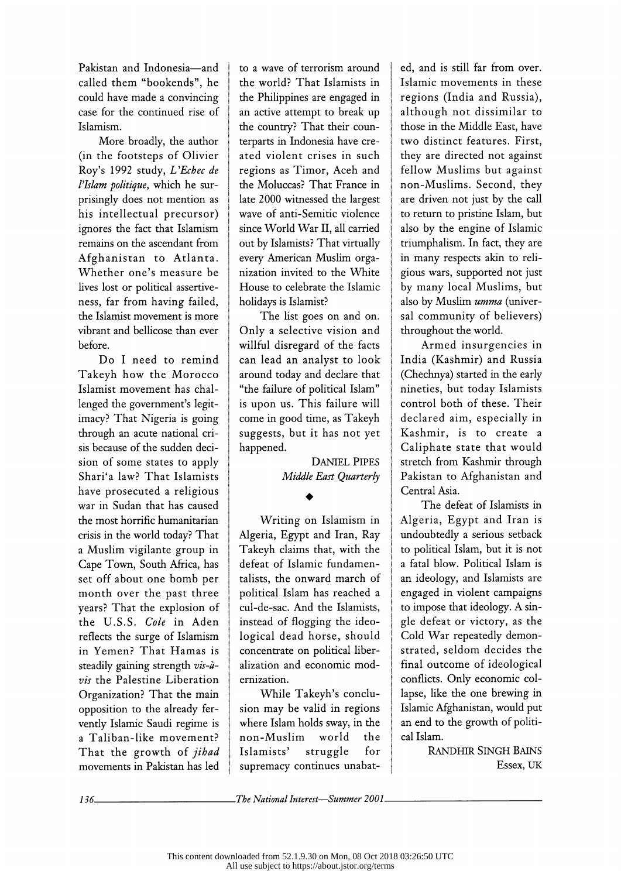Pakistan and Indonesia—and called them "bookends", he could have made a convincing case for the continued rise of Islamism.

More broadly, the author (in the footsteps of Olivier Roy's 1992 study, *L'Echec de l'Islam politique*, which he surprisingly does not mention as his intellectual precursor) ignores the fact that Islamism remains on the ascendant from Afghanistan to Atlanta. Whether one's measure be lives lost or political assertiveness, far from having failed, the Islamist movement is more vibrant and bellicose than ever before.

Do I need to remind Takeyh how the Morocco Islamist movement has challenged the government's legitimacy? That Nigeria is going through an acute national crisis because of the sudden decision of some states to apply Shari'a law? That Islamists have prosecuted a religious war in Sudan that has caused the most horrific humanitarian crisis in the world today? That a Muslim vigilante group in Cape Town, South Africa, has set off about one bomb per month over the past three years? That the explosion of the U.S.S. *Cole* in Aden reflects the surge of Islamism in Yemen? That Hamas is steadily gaining strength *vis-à-vis* the Palestine Liberation Organization? That the main opposition to the already fervently Islamic Saudi regime is a Taliban-like movement? That the growth of *jihad* movements in Pakistan has led to a wave of terrorism around the world? That Islamists in the Philippines are engaged in an active attempt to break up the country? That their counterparts in Indonesia have created violent crises in such regions as Timor, Aceh and the Moluccas? That France in late 2000 witnessed the largest wave of anti-Semitic violence since World War II, all carried out by Islamists? That virtually every American Muslim organization invited to the White House to celebrate the Islamic holidays is Islamist?

The list goes on and on. Only a selective vision and willful disregard of the facts can lead an analyst to look around today and declare that "the failure of political Islam" is upon us. This failure will come in good time, as Takeyh suggests, but it has not yet happened.

DANIEL PIPES
*Middle East Quarterly*

◆

Writing on Islamism in Algeria, Egypt and Iran, Ray Takeyh claims that, with the defeat of Islamic fundamentalists, the onward march of political Islam has reached a cul-de-sac. And the Islamists, instead of flogging the ideological dead horse, should concentrate on political liberalization and economic modernization.

While Takeyh's conclusion may be valid in regions where Islam holds sway, in the non-Muslim world the Islamists' struggle for supremacy continues unabated, and is still far from over. Islamic movements in these regions (India and Russia), although not dissimilar to those in the Middle East, have two distinct features. First, they are directed not against fellow Muslims but against non-Muslims. Second, they are driven not just by the call to return to pristine Islam, but also by the engine of Islamic triumphalism. In fact, they are in many respects akin to religious wars, supported not just by many local Muslims, but also by Muslim *umma* (universal community of believers) throughout the world.

Armed insurgencies in India (Kashmir) and Russia (Chechnya) started in the early nineties, but today Islamists control both of these. Their declared aim, especially in Kashmir, is to create a Caliphate state that would stretch from Kashmir through Pakistan to Afghanistan and Central Asia.

The defeat of Islamists in Algeria, Egypt and Iran is undoubtedly a serious setback to political Islam, but it is not a fatal blow. Political Islam is an ideology, and Islamists are engaged in violent campaigns to impose that ideology. A single defeat or victory, as the Cold War repeatedly demonstrated, seldom decides the final outcome of ideological conflicts. Only economic collapse, like the one brewing in Islamic Afghanistan, would put an end to the growth of political Islam.

RANDHIR SINGH BAINS
Essex, UK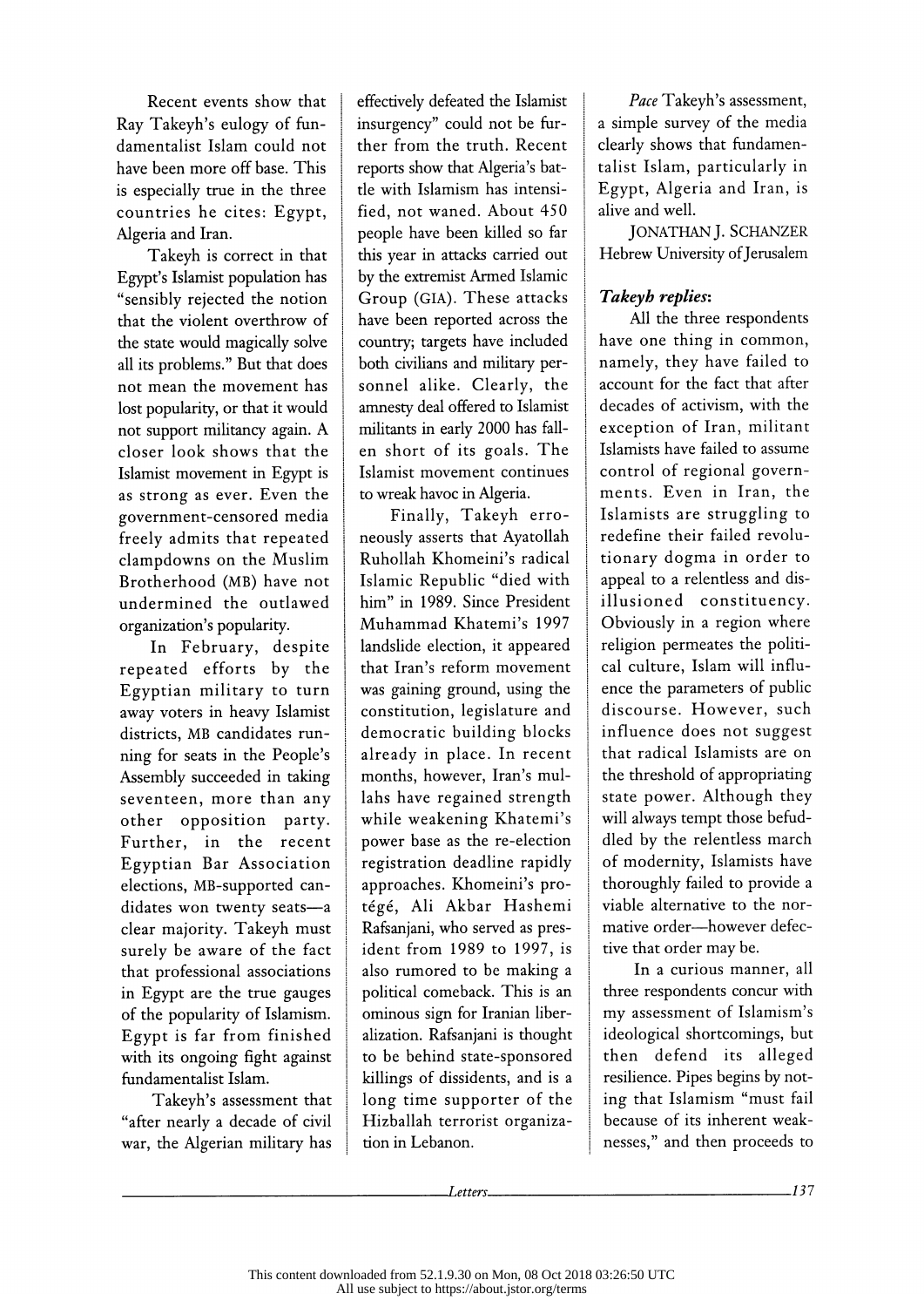Recent events show that Ray Takeyh's eulogy of fundamentalist Islam could not have been more off base. This is especially true in the three countries he cites: Egypt, Algeria and Iran.

Takeyh is correct in that Egypt's Islamist population has "sensibly rejected the notion that the violent overthrow of the state would magically solve all its problems." But that does not mean the movement has lost popularity, or that it would not support militancy again. A closer look shows that the Islamist movement in Egypt is as strong as ever. Even the government-censored media freely admits that repeated clampdowns on the Muslim Brotherhood (MB) have not undermined the outlawed organization's popularity.

In February, despite repeated efforts by the Egyptian military to turn away voters in heavy Islamist districts, MB candidates running for seats in the People's Assembly succeeded in taking seventeen, more than any other opposition party. Further, in the recent Egyptian Bar Association elections, MB-supported candidates won twenty seats—a clear majority. Takeyh must surely be aware of the fact that professional associations in Egypt are the true gauges of the popularity of Islamism. Egypt is far from finished with its ongoing fight against fundamentalist Islam.

Takeyh's assessment that "after nearly a decade of civil war, the Algerian military has effectively defeated the Islamist insurgency" could not be further from the truth. Recent reports show that Algeria's battle with Islamism has intensified, not waned. About 450 people have been killed so far this year in attacks carried out by the extremist Armed Islamic Group (GIA). These attacks have been reported across the country; targets have included both civilians and military personnel alike. Clearly, the amnesty deal offered to Islamist militants in early 2000 has fallen short of its goals. The Islamist movement continues to wreak havoc in Algeria.

Finally, Takeyh erroneously asserts that Ayatollah Ruhollah Khomeini's radical Islamic Republic "died with him" in 1989. Since President Muhammad Khatemi's 1997 landslide election, it appeared that Iran's reform movement was gaining ground, using the constitution, legislature and democratic building blocks already in place. In recent months, however, Iran's mullahs have regained strength while weakening Khatemi's power base as the re-election registration deadline rapidly approaches. Khomeini's protégé, Ali Akbar Hashemi Rafsanjani, who served as president from 1989 to 1997, is also rumored to be making a political comeback. This is an ominous sign for Iranian liberalization. Rafsanjani is thought to be behind state-sponsored killings of dissidents, and is a long time supporter of the Hizballah terrorist organization in Lebanon.

*Pace* Takeyh's assessment, a simple survey of the media clearly shows that fundamentalist Islam, particularly in Egypt, Algeria and Iran, is alive and well.

JONATHAN J. SCHANZER
Hebrew University of Jerusalem

***Takeyh replies:***

All the three respondents have one thing in common, namely, they have failed to account for the fact that after decades of activism, with the exception of Iran, militant Islamists have failed to assume control of regional governments. Even in Iran, the Islamists are struggling to redefine their failed revolutionary dogma in order to appeal to a relentless and disillusioned constituency. Obviously in a region where religion permeates the political culture, Islam will influence the parameters of public discourse. However, such influence does not suggest that radical Islamists are on the threshold of appropriating state power. Although they will always tempt those befuddled by the relentless march of modernity, Islamists have thoroughly failed to provide a viable alternative to the normative order—however defective that order may be.

In a curious manner, all three respondents concur with my assessment of Islamism's ideological shortcomings, but then defend its alleged resilience. Pipes begins by noting that Islamism "must fail because of its inherent weaknesses," and then proceeds to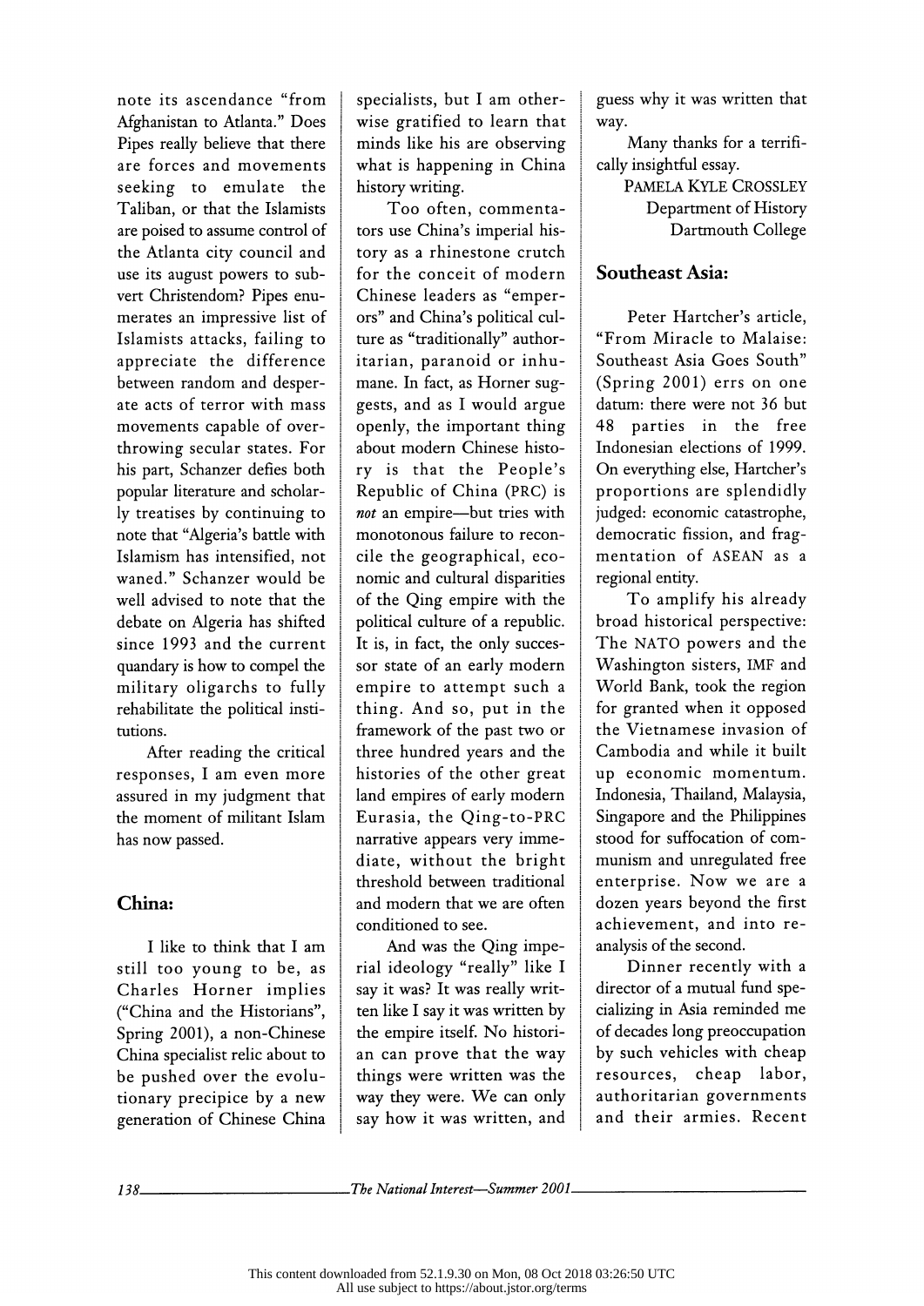note its ascendance "from Afghanistan to Atlanta." Does Pipes really believe that there are forces and movements seeking to emulate the Taliban, or that the Islamists are poised to assume control of the Atlanta city council and use its august powers to subvert Christendom? Pipes enumerates an impressive list of Islamists attacks, failing to appreciate the difference between random and desperate acts of terror with mass movements capable of overthrowing secular states. For his part, Schanzer defies both popular literature and scholarly treatises by continuing to note that "Algeria's battle with Islamism has intensified, not waned." Schanzer would be well advised to note that the debate on Algeria has shifted since 1993 and the current quandary is how to compel the military oligarchs to fully rehabilitate the political institutions.

After reading the critical responses, I am even more assured in my judgment that the moment of militant Islam has now passed.

## China:

I like to think that I am still too young to be, as Charles Horner implies ("China and the Historians", Spring 2001), a non-Chinese China specialist relic about to be pushed over the evolutionary precipice by a new generation of Chinese China specialists, but I am otherwise gratified to learn that minds like his are observing what is happening in China history writing.

Too often, commentators use China's imperial history as a rhinestone crutch for the conceit of modern Chinese leaders as "emperors" and China's political culture as "traditionally" authoritarian, paranoid or inhumane. In fact, as Horner suggests, and as I would argue openly, the important thing about modern Chinese history is that the People's Republic of China (PRC) is *not* an empire—but tries with monotonous failure to reconcile the geographical, economic and cultural disparities of the Qing empire with the political culture of a republic. It is, in fact, the only successor state of an early modern empire to attempt such a thing. And so, put in the framework of the past two or three hundred years and the histories of the other great land empires of early modern Eurasia, the Qing-to-PRC narrative appears very immediate, without the bright threshold between traditional and modern that we are often conditioned to see.

And was the Qing imperial ideology "really" like I say it was? It was really written like I say it was written by the empire itself. No historian can prove that the way things were written was the way they were. We can only say how it was written, and guess why it was written that way.

Many thanks for a terrifically insightful essay.

PAMELA KYLE CROSSLEY
Department of History
Dartmouth College

## Southeast Asia:

Peter Hartcher's article, "From Miracle to Malaise: Southeast Asia Goes South" (Spring 2001) errs on one datum: there were not 36 but 48 parties in the free Indonesian elections of 1999. On everything else, Hartcher's proportions are splendidly judged: economic catastrophe, democratic fission, and fragmentation of ASEAN as a regional entity.

To amplify his already broad historical perspective: The NATO powers and the Washington sisters, IMF and World Bank, took the region for granted when it opposed the Vietnamese invasion of Cambodia and while it built up economic momentum. Indonesia, Thailand, Malaysia, Singapore and the Philippines stood for suffocation of communism and unregulated free enterprise. Now we are a dozen years beyond the first achievement, and into re-analysis of the second.

Dinner recently with a director of a mutual fund specializing in Asia reminded me of decades long preoccupation by such vehicles with cheap resources, cheap labor, authoritarian governments and their armies. Recent